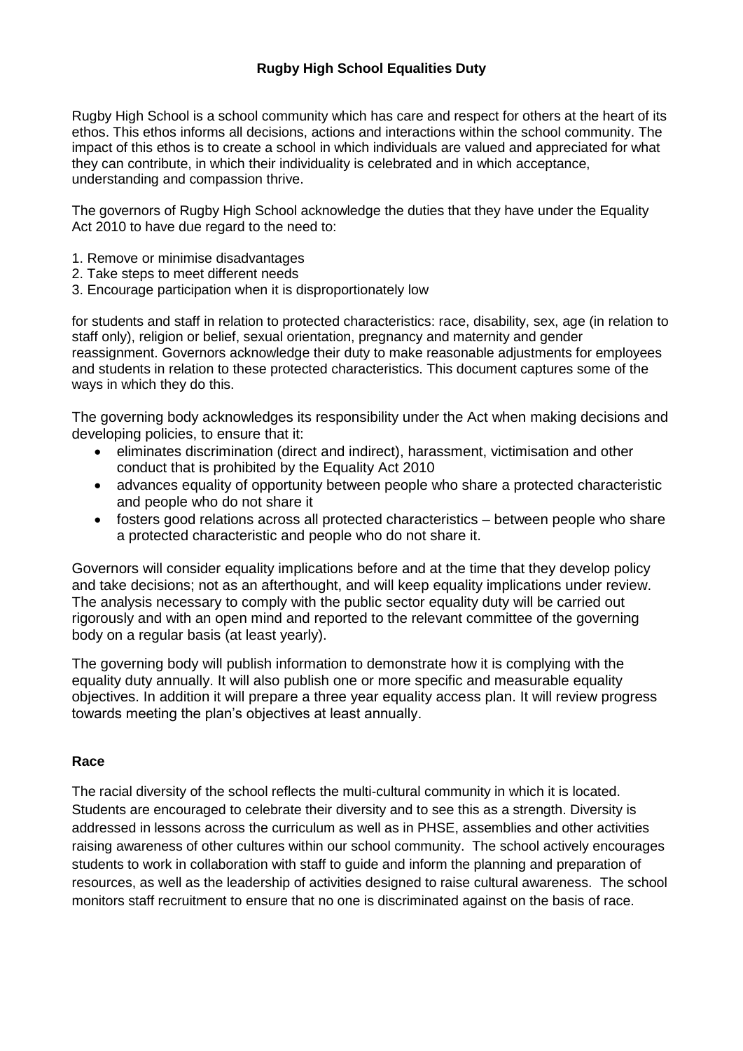# Rugby High School Equalities Duty

Rugby High School is a school community which has care and respect for others at the heart of its ethos. This ethos informs all decisions, actions and interactions within the school community. The impact of this ethos is to create a school in which individuals are valued and appreciated for what they can contribute, in which their individuality is celebrated and in which acceptance, understanding and compassion thrive.

The governors of Rugby High School acknowledge the duties that they have under the Equality Act 2010 to have due regard to the need to:

1. Remove or minimise disadvantages
2. Take steps to meet different needs
3. Encourage participation when it is disproportionately low

for students and staff in relation to protected characteristics: race, disability, sex, age (in relation to staff only), religion or belief, sexual orientation, pregnancy and maternity and gender reassignment. Governors acknowledge their duty to make reasonable adjustments for employees and students in relation to these protected characteristics. This document captures some of the ways in which they do this.

The governing body acknowledges its responsibility under the Act when making decisions and developing policies, to ensure that it:

- eliminates discrimination (direct and indirect), harassment, victimisation and other conduct that is prohibited by the Equality Act 2010
- advances equality of opportunity between people who share a protected characteristic and people who do not share it
- fosters good relations across all protected characteristics – between people who share a protected characteristic and people who do not share it.

Governors will consider equality implications before and at the time that they develop policy and take decisions; not as an afterthought, and will keep equality implications under review. The analysis necessary to comply with the public sector equality duty will be carried out rigorously and with an open mind and reported to the relevant committee of the governing body on a regular basis (at least yearly).

The governing body will publish information to demonstrate how it is complying with the equality duty annually. It will also publish one or more specific and measurable equality objectives. In addition it will prepare a three year equality access plan. It will review progress towards meeting the plan's objectives at least annually.

## Race

The racial diversity of the school reflects the multi-cultural community in which it is located. Students are encouraged to celebrate their diversity and to see this as a strength. Diversity is addressed in lessons across the curriculum as well as in PHSE, assemblies and other activities raising awareness of other cultures within our school community. The school actively encourages students to work in collaboration with staff to guide and inform the planning and preparation of resources, as well as the leadership of activities designed to raise cultural awareness. The school monitors staff recruitment to ensure that no one is discriminated against on the basis of race.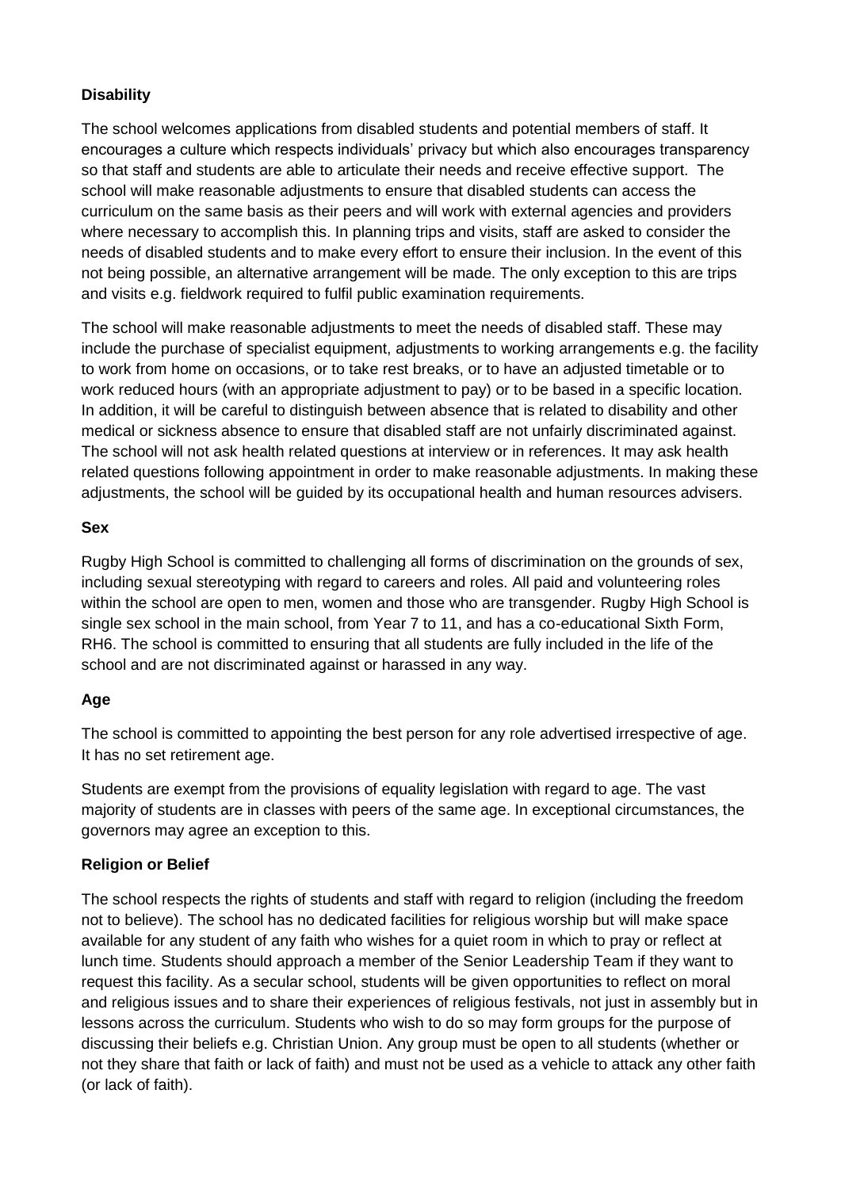**Disability**

The school welcomes applications from disabled students and potential members of staff. It encourages a culture which respects individuals' privacy but which also encourages transparency so that staff and students are able to articulate their needs and receive effective support. The school will make reasonable adjustments to ensure that disabled students can access the curriculum on the same basis as their peers and will work with external agencies and providers where necessary to accomplish this. In planning trips and visits, staff are asked to consider the needs of disabled students and to make every effort to ensure their inclusion. In the event of this not being possible, an alternative arrangement will be made. The only exception to this are trips and visits e.g. fieldwork required to fulfil public examination requirements.

The school will make reasonable adjustments to meet the needs of disabled staff. These may include the purchase of specialist equipment, adjustments to working arrangements e.g. the facility to work from home on occasions, or to take rest breaks, or to have an adjusted timetable or to work reduced hours (with an appropriate adjustment to pay) or to be based in a specific location. In addition, it will be careful to distinguish between absence that is related to disability and other medical or sickness absence to ensure that disabled staff are not unfairly discriminated against. The school will not ask health related questions at interview or in references. It may ask health related questions following appointment in order to make reasonable adjustments. In making these adjustments, the school will be guided by its occupational health and human resources advisers.

**Sex**

Rugby High School is committed to challenging all forms of discrimination on the grounds of sex, including sexual stereotyping with regard to careers and roles. All paid and volunteering roles within the school are open to men, women and those who are transgender. Rugby High School is single sex school in the main school, from Year 7 to 11, and has a co-educational Sixth Form, RH6. The school is committed to ensuring that all students are fully included in the life of the school and are not discriminated against or harassed in any way.

**Age**

The school is committed to appointing the best person for any role advertised irrespective of age. It has no set retirement age.

Students are exempt from the provisions of equality legislation with regard to age. The vast majority of students are in classes with peers of the same age. In exceptional circumstances, the governors may agree an exception to this.

**Religion or Belief**

The school respects the rights of students and staff with regard to religion (including the freedom not to believe). The school has no dedicated facilities for religious worship but will make space available for any student of any faith who wishes for a quiet room in which to pray or reflect at lunch time. Students should approach a member of the Senior Leadership Team if they want to request this facility. As a secular school, students will be given opportunities to reflect on moral and religious issues and to share their experiences of religious festivals, not just in assembly but in lessons across the curriculum. Students who wish to do so may form groups for the purpose of discussing their beliefs e.g. Christian Union. Any group must be open to all students (whether or not they share that faith or lack of faith) and must not be used as a vehicle to attack any other faith (or lack of faith).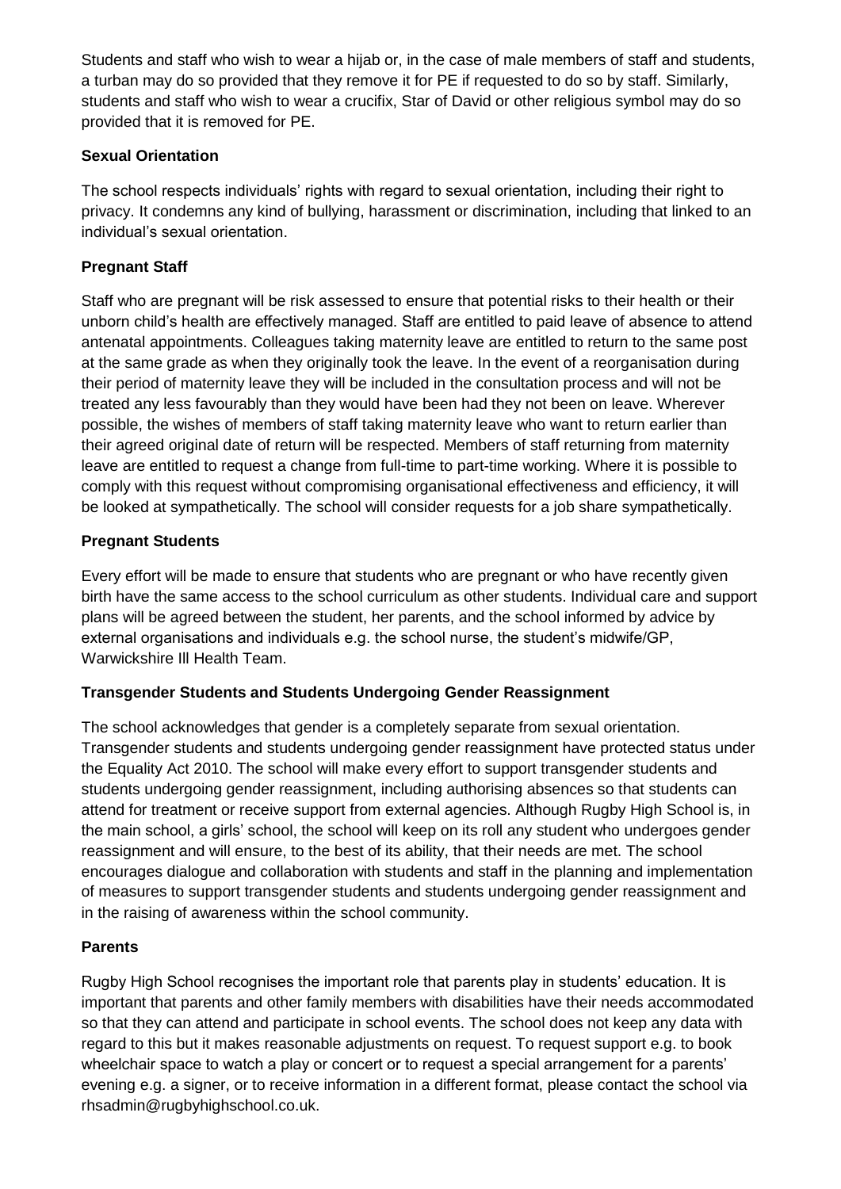Students and staff who wish to wear a hijab or, in the case of male members of staff and students, a turban may do so provided that they remove it for PE if requested to do so by staff. Similarly, students and staff who wish to wear a crucifix, Star of David or other religious symbol may do so provided that it is removed for PE.

**Sexual Orientation**

The school respects individuals' rights with regard to sexual orientation, including their right to privacy. It condemns any kind of bullying, harassment or discrimination, including that linked to an individual's sexual orientation.

**Pregnant Staff**

Staff who are pregnant will be risk assessed to ensure that potential risks to their health or their unborn child's health are effectively managed. Staff are entitled to paid leave of absence to attend antenatal appointments. Colleagues taking maternity leave are entitled to return to the same post at the same grade as when they originally took the leave. In the event of a reorganisation during their period of maternity leave they will be included in the consultation process and will not be treated any less favourably than they would have been had they not been on leave. Wherever possible, the wishes of members of staff taking maternity leave who want to return earlier than their agreed original date of return will be respected. Members of staff returning from maternity leave are entitled to request a change from full-time to part-time working. Where it is possible to comply with this request without compromising organisational effectiveness and efficiency, it will be looked at sympathetically. The school will consider requests for a job share sympathetically.

**Pregnant Students**

Every effort will be made to ensure that students who are pregnant or who have recently given birth have the same access to the school curriculum as other students. Individual care and support plans will be agreed between the student, her parents, and the school informed by advice by external organisations and individuals e.g. the school nurse, the student's midwife/GP, Warwickshire Ill Health Team.

**Transgender Students and Students Undergoing Gender Reassignment**

The school acknowledges that gender is a completely separate from sexual orientation. Transgender students and students undergoing gender reassignment have protected status under the Equality Act 2010. The school will make every effort to support transgender students and students undergoing gender reassignment, including authorising absences so that students can attend for treatment or receive support from external agencies. Although Rugby High School is, in the main school, a girls' school, the school will keep on its roll any student who undergoes gender reassignment and will ensure, to the best of its ability, that their needs are met. The school encourages dialogue and collaboration with students and staff in the planning and implementation of measures to support transgender students and students undergoing gender reassignment and in the raising of awareness within the school community.

**Parents**

Rugby High School recognises the important role that parents play in students' education. It is important that parents and other family members with disabilities have their needs accommodated so that they can attend and participate in school events. The school does not keep any data with regard to this but it makes reasonable adjustments on request. To request support e.g. to book wheelchair space to watch a play or concert or to request a special arrangement for a parents' evening e.g. a signer, or to receive information in a different format, please contact the school via rhsadmin@rugbyhighschool.co.uk.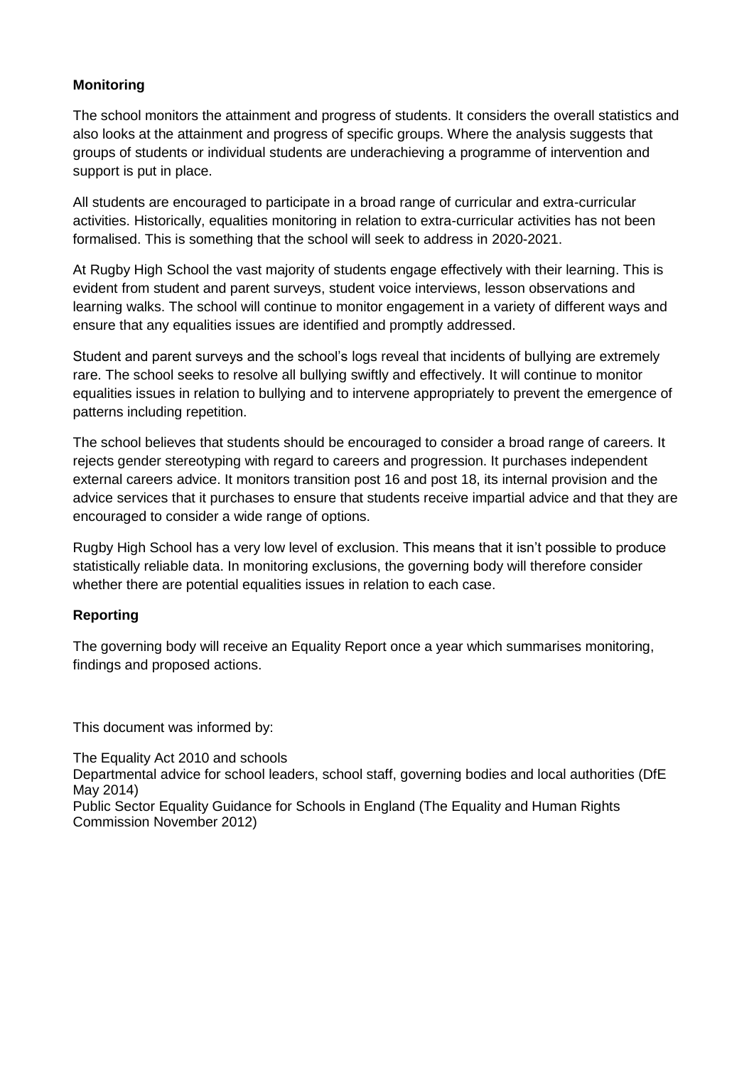**Monitoring**

The school monitors the attainment and progress of students. It considers the overall statistics and also looks at the attainment and progress of specific groups. Where the analysis suggests that groups of students or individual students are underachieving a programme of intervention and support is put in place.

All students are encouraged to participate in a broad range of curricular and extra-curricular activities. Historically, equalities monitoring in relation to extra-curricular activities has not been formalised. This is something that the school will seek to address in 2020-2021.

At Rugby High School the vast majority of students engage effectively with their learning. This is evident from student and parent surveys, student voice interviews, lesson observations and learning walks. The school will continue to monitor engagement in a variety of different ways and ensure that any equalities issues are identified and promptly addressed.

Student and parent surveys and the school's logs reveal that incidents of bullying are extremely rare. The school seeks to resolve all bullying swiftly and effectively. It will continue to monitor equalities issues in relation to bullying and to intervene appropriately to prevent the emergence of patterns including repetition.

The school believes that students should be encouraged to consider a broad range of careers. It rejects gender stereotyping with regard to careers and progression. It purchases independent external careers advice. It monitors transition post 16 and post 18, its internal provision and the advice services that it purchases to ensure that students receive impartial advice and that they are encouraged to consider a wide range of options.

Rugby High School has a very low level of exclusion. This means that it isn't possible to produce statistically reliable data. In monitoring exclusions, the governing body will therefore consider whether there are potential equalities issues in relation to each case.

**Reporting**

The governing body will receive an Equality Report once a year which summarises monitoring, findings and proposed actions.

This document was informed by:

The Equality Act 2010 and schools
Departmental advice for school leaders, school staff, governing bodies and local authorities (DfE May 2014)
Public Sector Equality Guidance for Schools in England (The Equality and Human Rights Commission November 2012)